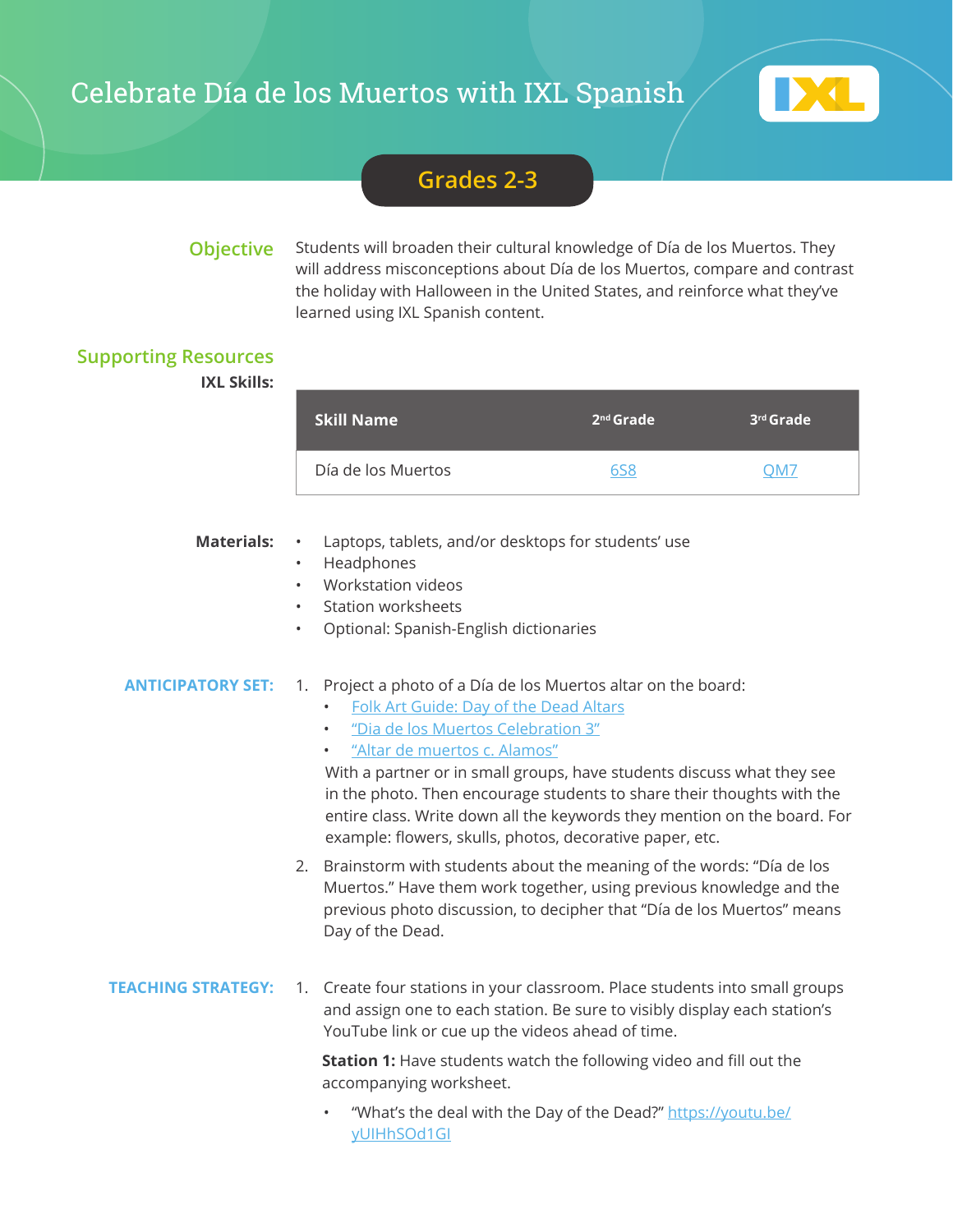# Celebrate Día de los Muertos with IXL Spanish

## Grades 2-3

**Objective**

Students will broaden their cultural knowledge of Día de los Muertos. They will address misconceptions about Día de los Muertos, compare and contrast the holiday with Halloween in the United States, and reinforce what they've learned using IXL Spanish content.

**Supporting Resources**

**IXL Skills:**

| Skill Name | 2nd Grade | 3rd Grade |
| --- | --- | --- |
| Día de los Muertos | 6S8 | QM7 |

**Materials:**

- Laptops, tablets, and/or desktops for students' use
- Headphones
- Workstation videos
- Station worksheets
- Optional: Spanish-English dictionaries

**ANTICIPATORY SET:**

1. Project a photo of a Día de los Muertos altar on the board:
   - Folk Art Guide: Day of the Dead Altars
   - "Dia de los Muertos Celebration 3"
   - "Altar de muertos c. Alamos"

   With a partner or in small groups, have students discuss what they see in the photo. Then encourage students to share their thoughts with the entire class. Write down all the keywords they mention on the board. For example: flowers, skulls, photos, decorative paper, etc.
2. Brainstorm with students about the meaning of the words: "Día de los Muertos." Have them work together, using previous knowledge and the previous photo discussion, to decipher that "Día de los Muertos" means Day of the Dead.

**TEACHING STRATEGY:**

1. Create four stations in your classroom. Place students into small groups and assign one to each station. Be sure to visibly display each station's YouTube link or cue up the videos ahead of time.

   **Station 1:** Have students watch the following video and fill out the accompanying worksheet.

   - "What's the deal with the Day of the Dead?" https://youtu.be/yUIHhSOd1GI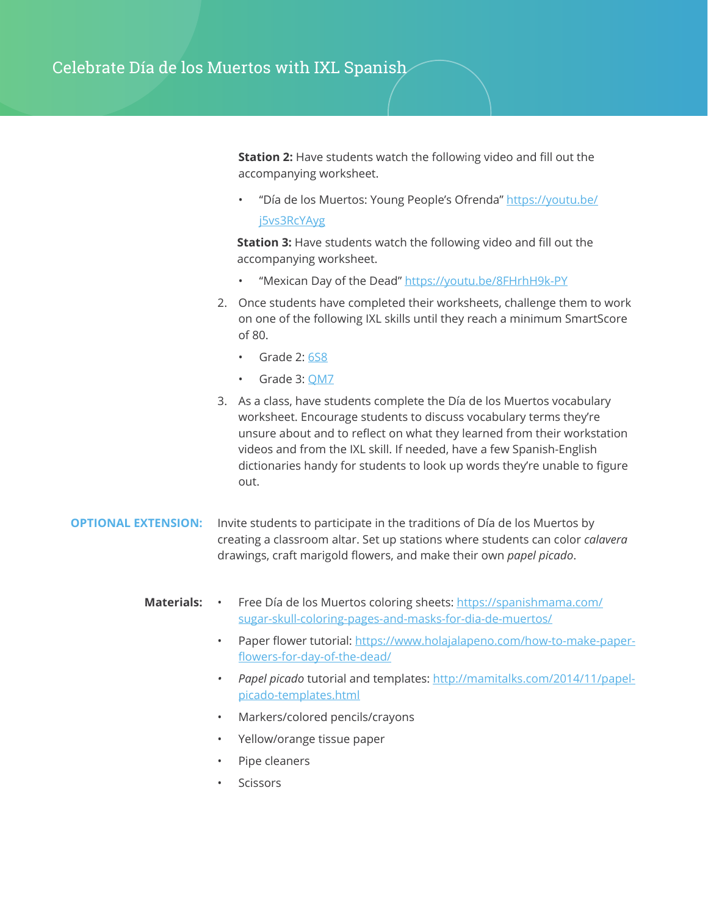**Station 2:** Have students watch the following video and fill out the accompanying worksheet.

- "Día de los Muertos: Young People's Ofrenda" https://youtu.be/j5vs3RcYAyg

**Station 3:** Have students watch the following video and fill out the accompanying worksheet.

- "Mexican Day of the Dead" https://youtu.be/8FHrhH9k-PY

2. Once students have completed their worksheets, challenge them to work on one of the following IXL skills until they reach a minimum SmartScore of 80.
   - Grade 2: 6S8
   - Grade 3: QM7
3. As a class, have students complete the Día de los Muertos vocabulary worksheet. Encourage students to discuss vocabulary terms they're unsure about and to reflect on what they learned from their workstation videos and from the IXL skill. If needed, have a few Spanish-English dictionaries handy for students to look up words they're unable to figure out.

**OPTIONAL EXTENSION:** Invite students to participate in the traditions of Día de los Muertos by creating a classroom altar. Set up stations where students can color *calavera* drawings, craft marigold flowers, and make their own *papel picado*.

**Materials:**

- Free Día de los Muertos coloring sheets: https://spanishmama.com/sugar-skull-coloring-pages-and-masks-for-dia-de-muertos/
- Paper flower tutorial: https://www.holajalapeno.com/how-to-make-paper-flowers-for-day-of-the-dead/
- *Papel picado* tutorial and templates: http://mamitalks.com/2014/11/papel-picado-templates.html
- Markers/colored pencils/crayons
- Yellow/orange tissue paper
- Pipe cleaners
- Scissors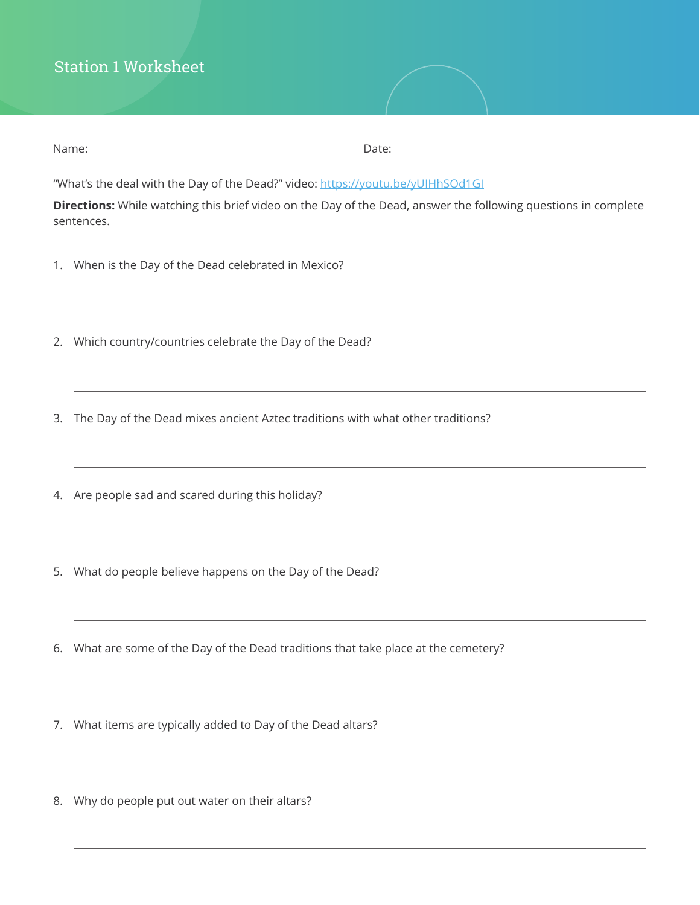# Station 1 Worksheet

Name: ________________________________ Date: ________________

"What's the deal with the Day of the Dead?" video: https://youtu.be/yUIHhSOd1GI

**Directions:** While watching this brief video on the Day of the Dead, answer the following questions in complete sentences.

1. When is the Day of the Dead celebrated in Mexico?

   ______________________________________________________________

2. Which country/countries celebrate the Day of the Dead?

   ______________________________________________________________

3. The Day of the Dead mixes ancient Aztec traditions with what other traditions?

   ______________________________________________________________

4. Are people sad and scared during this holiday?

   ______________________________________________________________

5. What do people believe happens on the Day of the Dead?

   ______________________________________________________________

6. What are some of the Day of the Dead traditions that take place at the cemetery?

   ______________________________________________________________

7. What items are typically added to Day of the Dead altars?

   ______________________________________________________________

8. Why do people put out water on their altars?

   ______________________________________________________________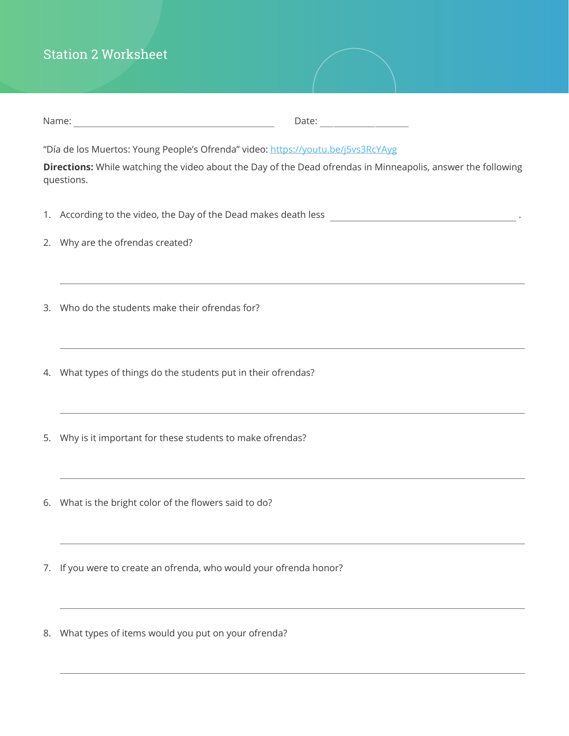# Station 2 Worksheet

Name: ______________________________ Date: ______________

"Día de los Muertos: Young People's Ofrenda" video: [https://youtu.be/j5vs3RcYAyg](https://youtu.be/j5vs3RcYAyg)

**Directions:** While watching the video about the Day of the Dead ofrendas in Minneapolis, answer the following questions.

1. According to the video, the Day of the Dead makes death less ______________________________.

2. Why are the ofrendas created?

   ______________________________________________________________________

3. Who do the students make their ofrendas for?

   ______________________________________________________________________

4. What types of things do the students put in their ofrendas?

   ______________________________________________________________________

5. Why is it important for these students to make ofrendas?

   ______________________________________________________________________

6. What is the bright color of the flowers said to do?

   ______________________________________________________________________

7. If you were to create an ofrenda, who would your ofrenda honor?

   ______________________________________________________________________

8. What types of items would you put on your ofrenda?

   ______________________________________________________________________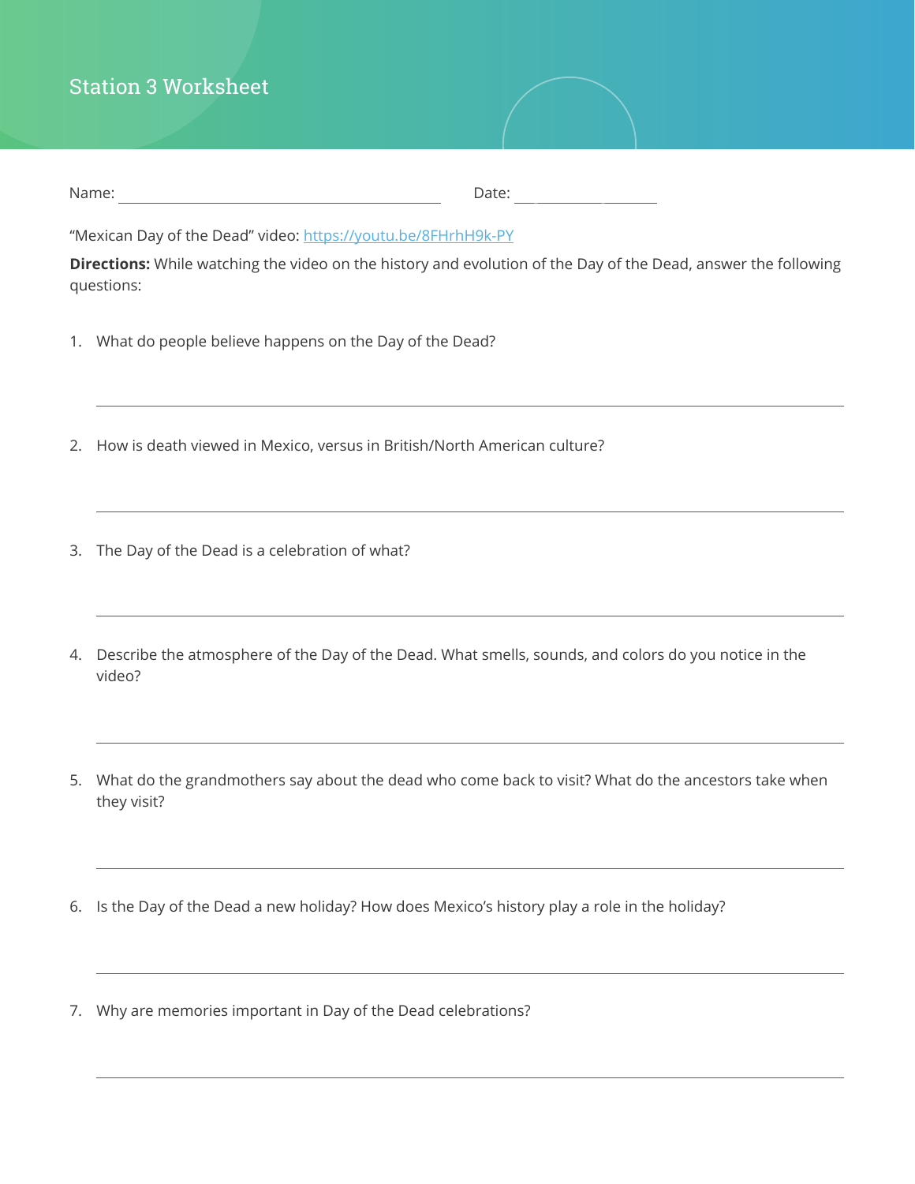# Station 3 Worksheet

Name: ______________________________ Date: ______________

"Mexican Day of the Dead" video: [https://youtu.be/8FHrhH9k-PY](https://youtu.be/8FHrhH9k-PY)

**Directions:** While watching the video on the history and evolution of the Day of the Dead, answer the following questions:

1. What do people believe happens on the Day of the Dead?

   ______________________________________________________________________

2. How is death viewed in Mexico, versus in British/North American culture?

   ______________________________________________________________________

3. The Day of the Dead is a celebration of what?

   ______________________________________________________________________

4. Describe the atmosphere of the Day of the Dead. What smells, sounds, and colors do you notice in the video?

   ______________________________________________________________________

5. What do the grandmothers say about the dead who come back to visit? What do the ancestors take when they visit?

   ______________________________________________________________________

6. Is the Day of the Dead a new holiday? How does Mexico's history play a role in the holiday?

   ______________________________________________________________________

7. Why are memories important in Day of the Dead celebrations?

   ______________________________________________________________________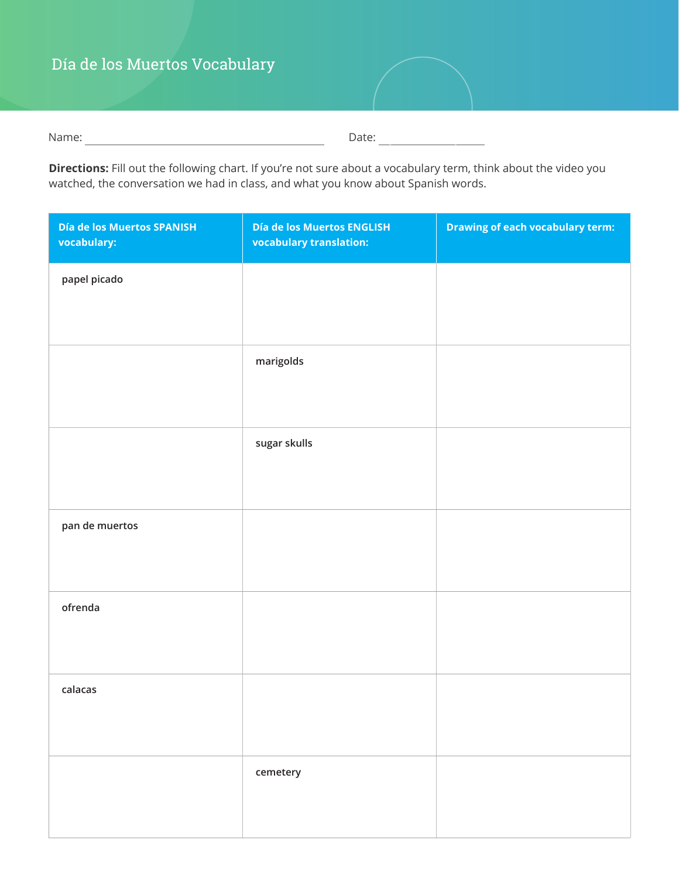# Día de los Muertos Vocabulary

Name: ______________________________ Date: ______________

**Directions:** Fill out the following chart. If you're not sure about a vocabulary term, think about the video you watched, the conversation we had in class, and what you know about Spanish words.

| Día de los Muertos SPANISH vocabulary: | Día de los Muertos ENGLISH vocabulary translation: | Drawing of each vocabulary term: |
| --- | --- | --- |
| papel picado | | |
| | marigolds | |
| | sugar skulls | |
| pan de muertos | | |
| ofrenda | | |
| calacas | | |
| | cemetery | |